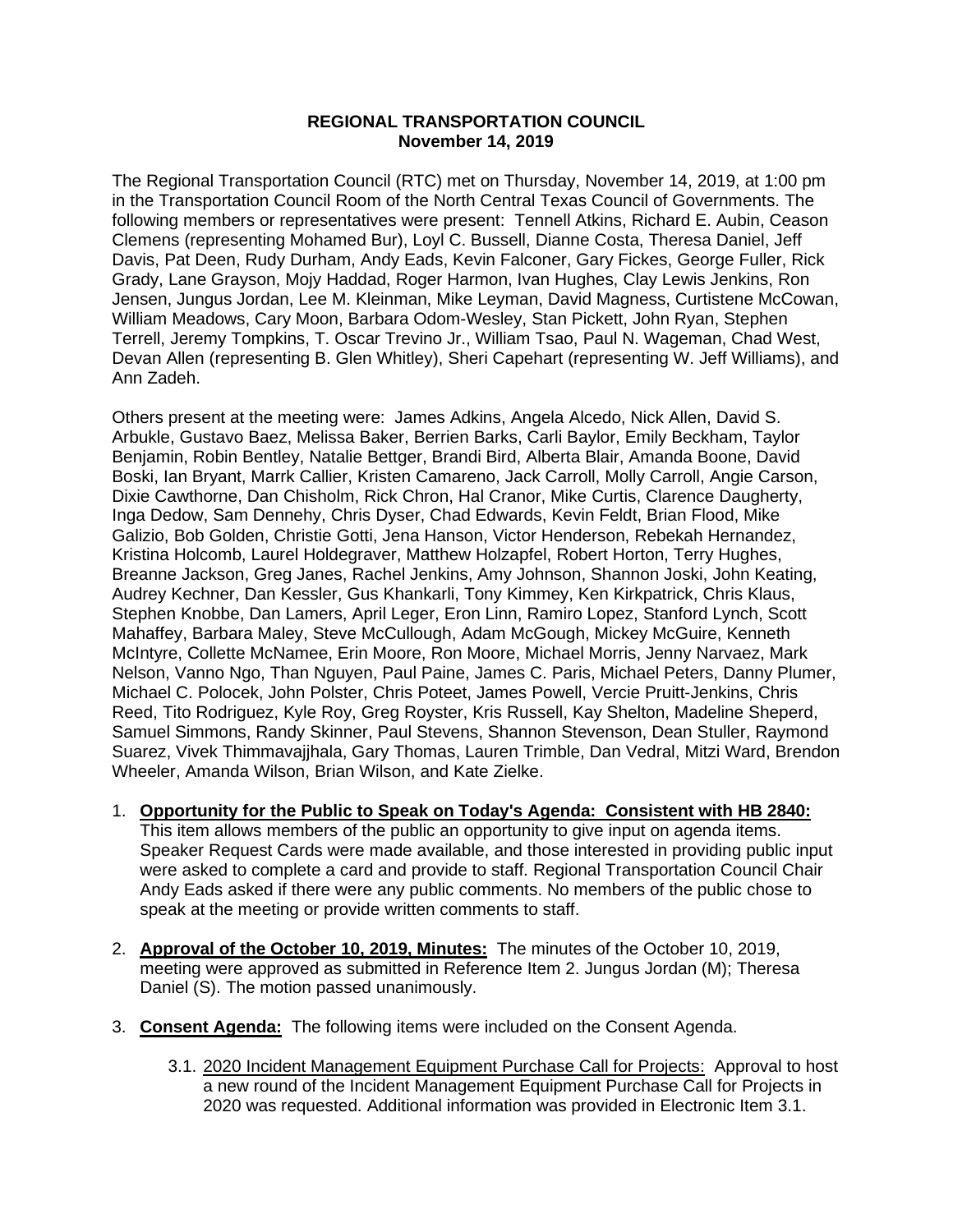**REGIONAL TRANSPORTATION COUNCIL**
**November 14, 2019**

The Regional Transportation Council (RTC) met on Thursday, November 14, 2019, at 1:00 pm in the Transportation Council Room of the North Central Texas Council of Governments. The following members or representatives were present: Tennell Atkins, Richard E. Aubin, Ceason Clemens (representing Mohamed Bur), Loyl C. Bussell, Dianne Costa, Theresa Daniel, Jeff Davis, Pat Deen, Rudy Durham, Andy Eads, Kevin Falconer, Gary Fickes, George Fuller, Rick Grady, Lane Grayson, Mojy Haddad, Roger Harmon, Ivan Hughes, Clay Lewis Jenkins, Ron Jensen, Jungus Jordan, Lee M. Kleinman, Mike Leyman, David Magness, Curtistene McCowan, William Meadows, Cary Moon, Barbara Odom-Wesley, Stan Pickett, John Ryan, Stephen Terrell, Jeremy Tompkins, T. Oscar Trevino Jr., William Tsao, Paul N. Wageman, Chad West, Devan Allen (representing B. Glen Whitley), Sheri Capehart (representing W. Jeff Williams), and Ann Zadeh.

Others present at the meeting were: James Adkins, Angela Alcedo, Nick Allen, David S. Arbukle, Gustavo Baez, Melissa Baker, Berrien Barks, Carli Baylor, Emily Beckham, Taylor Benjamin, Robin Bentley, Natalie Bettger, Brandi Bird, Alberta Blair, Amanda Boone, David Boski, Ian Bryant, Marrk Callier, Kristen Camareno, Jack Carroll, Molly Carroll, Angie Carson, Dixie Cawthorne, Dan Chisholm, Rick Chron, Hal Cranor, Mike Curtis, Clarence Daugherty, Inga Dedow, Sam Dennehy, Chris Dyser, Chad Edwards, Kevin Feldt, Brian Flood, Mike Galizio, Bob Golden, Christie Gotti, Jena Hanson, Victor Henderson, Rebekah Hernandez, Kristina Holcomb, Laurel Holdegraver, Matthew Holzapfel, Robert Horton, Terry Hughes, Breanne Jackson, Greg Janes, Rachel Jenkins, Amy Johnson, Shannon Joski, John Keating, Audrey Kechner, Dan Kessler, Gus Khankarli, Tony Kimmey, Ken Kirkpatrick, Chris Klaus, Stephen Knobbe, Dan Lamers, April Leger, Eron Linn, Ramiro Lopez, Stanford Lynch, Scott Mahaffey, Barbara Maley, Steve McCullough, Adam McGough, Mickey McGuire, Kenneth McIntyre, Collette McNamee, Erin Moore, Ron Moore, Michael Morris, Jenny Narvaez, Mark Nelson, Vanno Ngo, Than Nguyen, Paul Paine, James C. Paris, Michael Peters, Danny Plumer, Michael C. Polocek, John Polster, Chris Poteet, James Powell, Vercie Pruitt-Jenkins, Chris Reed, Tito Rodriguez, Kyle Roy, Greg Royster, Kris Russell, Kay Shelton, Madeline Sheperd, Samuel Simmons, Randy Skinner, Paul Stevens, Shannon Stevenson, Dean Stuller, Raymond Suarez, Vivek Thimmavajjhala, Gary Thomas, Lauren Trimble, Dan Vedral, Mitzi Ward, Brendon Wheeler, Amanda Wilson, Brian Wilson, and Kate Zielke.

1. **Opportunity for the Public to Speak on Today's Agenda: Consistent with HB 2840:** This item allows members of the public an opportunity to give input on agenda items. Speaker Request Cards were made available, and those interested in providing public input were asked to complete a card and provide to staff. Regional Transportation Council Chair Andy Eads asked if there were any public comments. No members of the public chose to speak at the meeting or provide written comments to staff.

2. **Approval of the October 10, 2019, Minutes:** The minutes of the October 10, 2019, meeting were approved as submitted in Reference Item 2. Jungus Jordan (M); Theresa Daniel (S). The motion passed unanimously.

3. **Consent Agenda:** The following items were included on the Consent Agenda.

   3.1. 2020 Incident Management Equipment Purchase Call for Projects: Approval to host a new round of the Incident Management Equipment Purchase Call for Projects in 2020 was requested. Additional information was provided in Electronic Item 3.1.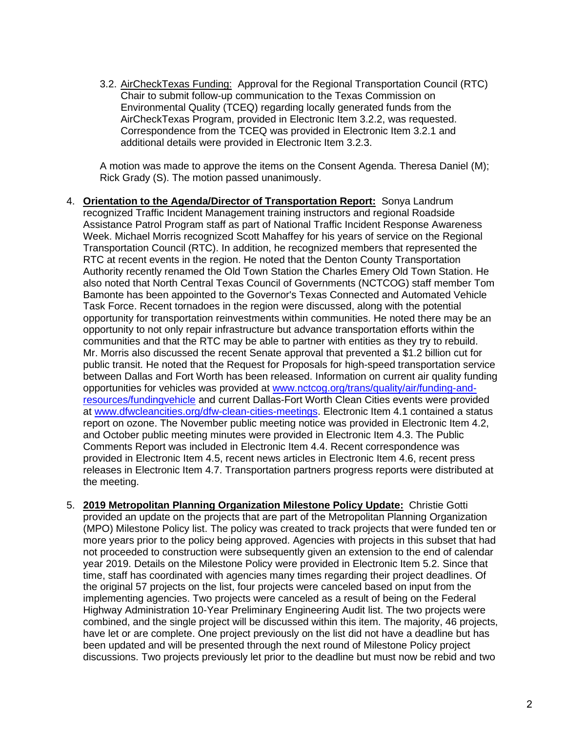3.2. <u>AirCheckTexas Funding:</u> Approval for the Regional Transportation Council (RTC) Chair to submit follow-up communication to the Texas Commission on Environmental Quality (TCEQ) regarding locally generated funds from the AirCheckTexas Program, provided in Electronic Item 3.2.2, was requested. Correspondence from the TCEQ was provided in Electronic Item 3.2.1 and additional details were provided in Electronic Item 3.2.3.

A motion was made to approve the items on the Consent Agenda. Theresa Daniel (M); Rick Grady (S). The motion passed unanimously.

4. **<u>Orientation to the Agenda/Director of Transportation Report:</u>** Sonya Landrum recognized Traffic Incident Management training instructors and regional Roadside Assistance Patrol Program staff as part of National Traffic Incident Response Awareness Week. Michael Morris recognized Scott Mahaffey for his years of service on the Regional Transportation Council (RTC). In addition, he recognized members that represented the RTC at recent events in the region. He noted that the Denton County Transportation Authority recently renamed the Old Town Station the Charles Emery Old Town Station. He also noted that North Central Texas Council of Governments (NCTCOG) staff member Tom Bamonte has been appointed to the Governor's Texas Connected and Automated Vehicle Task Force. Recent tornadoes in the region were discussed, along with the potential opportunity for transportation reinvestments within communities. He noted there may be an opportunity to not only repair infrastructure but advance transportation efforts within the communities and that the RTC may be able to partner with entities as they try to rebuild. Mr. Morris also discussed the recent Senate approval that prevented a $1.2 billion cut for public transit. He noted that the Request for Proposals for high-speed transportation service between Dallas and Fort Worth has been released. Information on current air quality funding opportunities for vehicles was provided at www.nctcog.org/trans/quality/air/funding-and-resources/fundingvehicle and current Dallas-Fort Worth Clean Cities events were provided at www.dfwcleancities.org/dfw-clean-cities-meetings. Electronic Item 4.1 contained a status report on ozone. The November public meeting notice was provided in Electronic Item 4.2, and October public meeting minutes were provided in Electronic Item 4.3. The Public Comments Report was included in Electronic Item 4.4. Recent correspondence was provided in Electronic Item 4.5, recent news articles in Electronic Item 4.6, recent press releases in Electronic Item 4.7. Transportation partners progress reports were distributed at the meeting.

5. **<u>2019 Metropolitan Planning Organization Milestone Policy Update:</u>** Christie Gotti provided an update on the projects that are part of the Metropolitan Planning Organization (MPO) Milestone Policy list. The policy was created to track projects that were funded ten or more years prior to the policy being approved. Agencies with projects in this subset that had not proceeded to construction were subsequently given an extension to the end of calendar year 2019. Details on the Milestone Policy were provided in Electronic Item 5.2. Since that time, staff has coordinated with agencies many times regarding their project deadlines. Of the original 57 projects on the list, four projects were canceled based on input from the implementing agencies. Two projects were canceled as a result of being on the Federal Highway Administration 10-Year Preliminary Engineering Audit list. The two projects were combined, and the single project will be discussed within this item. The majority, 46 projects, have let or are complete. One project previously on the list did not have a deadline but has been updated and will be presented through the next round of Milestone Policy project discussions. Two projects previously let prior to the deadline but must now be rebid and two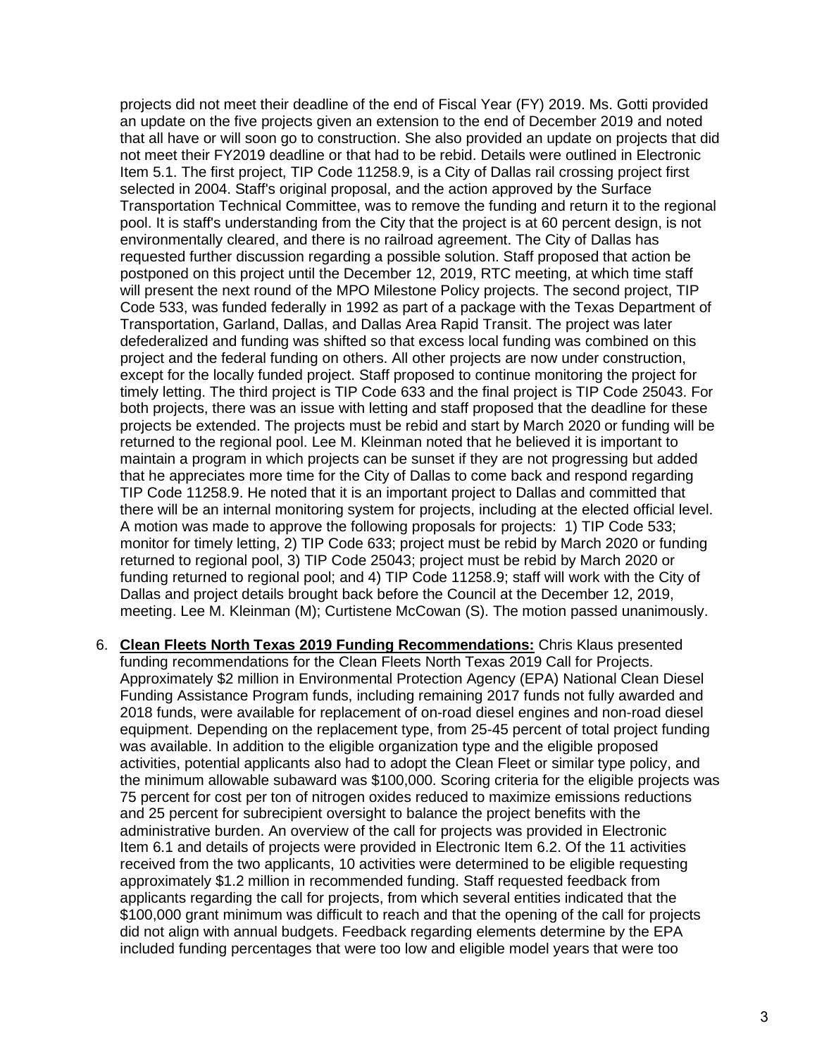projects did not meet their deadline of the end of Fiscal Year (FY) 2019. Ms. Gotti provided an update on the five projects given an extension to the end of December 2019 and noted that all have or will soon go to construction. She also provided an update on projects that did not meet their FY2019 deadline or that had to be rebid. Details were outlined in Electronic Item 5.1. The first project, TIP Code 11258.9, is a City of Dallas rail crossing project first selected in 2004. Staff's original proposal, and the action approved by the Surface Transportation Technical Committee, was to remove the funding and return it to the regional pool. It is staff's understanding from the City that the project is at 60 percent design, is not environmentally cleared, and there is no railroad agreement. The City of Dallas has requested further discussion regarding a possible solution. Staff proposed that action be postponed on this project until the December 12, 2019, RTC meeting, at which time staff will present the next round of the MPO Milestone Policy projects. The second project, TIP Code 533, was funded federally in 1992 as part of a package with the Texas Department of Transportation, Garland, Dallas, and Dallas Area Rapid Transit. The project was later defederalized and funding was shifted so that excess local funding was combined on this project and the federal funding on others. All other projects are now under construction, except for the locally funded project. Staff proposed to continue monitoring the project for timely letting. The third project is TIP Code 633 and the final project is TIP Code 25043. For both projects, there was an issue with letting and staff proposed that the deadline for these projects be extended. The projects must be rebid and start by March 2020 or funding will be returned to the regional pool. Lee M. Kleinman noted that he believed it is important to maintain a program in which projects can be sunset if they are not progressing but added that he appreciates more time for the City of Dallas to come back and respond regarding TIP Code 11258.9. He noted that it is an important project to Dallas and committed that there will be an internal monitoring system for projects, including at the elected official level. A motion was made to approve the following proposals for projects: 1) TIP Code 533; monitor for timely letting, 2) TIP Code 633; project must be rebid by March 2020 or funding returned to regional pool, 3) TIP Code 25043; project must be rebid by March 2020 or funding returned to regional pool; and 4) TIP Code 11258.9; staff will work with the City of Dallas and project details brought back before the Council at the December 12, 2019, meeting. Lee M. Kleinman (M); Curtistene McCowan (S). The motion passed unanimously.

6. **Clean Fleets North Texas 2019 Funding Recommendations:** Chris Klaus presented funding recommendations for the Clean Fleets North Texas 2019 Call for Projects. Approximately $2 million in Environmental Protection Agency (EPA) National Clean Diesel Funding Assistance Program funds, including remaining 2017 funds not fully awarded and 2018 funds, were available for replacement of on-road diesel engines and non-road diesel equipment. Depending on the replacement type, from 25-45 percent of total project funding was available. In addition to the eligible organization type and the eligible proposed activities, potential applicants also had to adopt the Clean Fleet or similar type policy, and the minimum allowable subaward was $100,000. Scoring criteria for the eligible projects was 75 percent for cost per ton of nitrogen oxides reduced to maximize emissions reductions and 25 percent for subrecipient oversight to balance the project benefits with the administrative burden. An overview of the call for projects was provided in Electronic Item 6.1 and details of projects were provided in Electronic Item 6.2. Of the 11 activities received from the two applicants, 10 activities were determined to be eligible requesting approximately $1.2 million in recommended funding. Staff requested feedback from applicants regarding the call for projects, from which several entities indicated that the $100,000 grant minimum was difficult to reach and that the opening of the call for projects did not align with annual budgets. Feedback regarding elements determine by the EPA included funding percentages that were too low and eligible model years that were too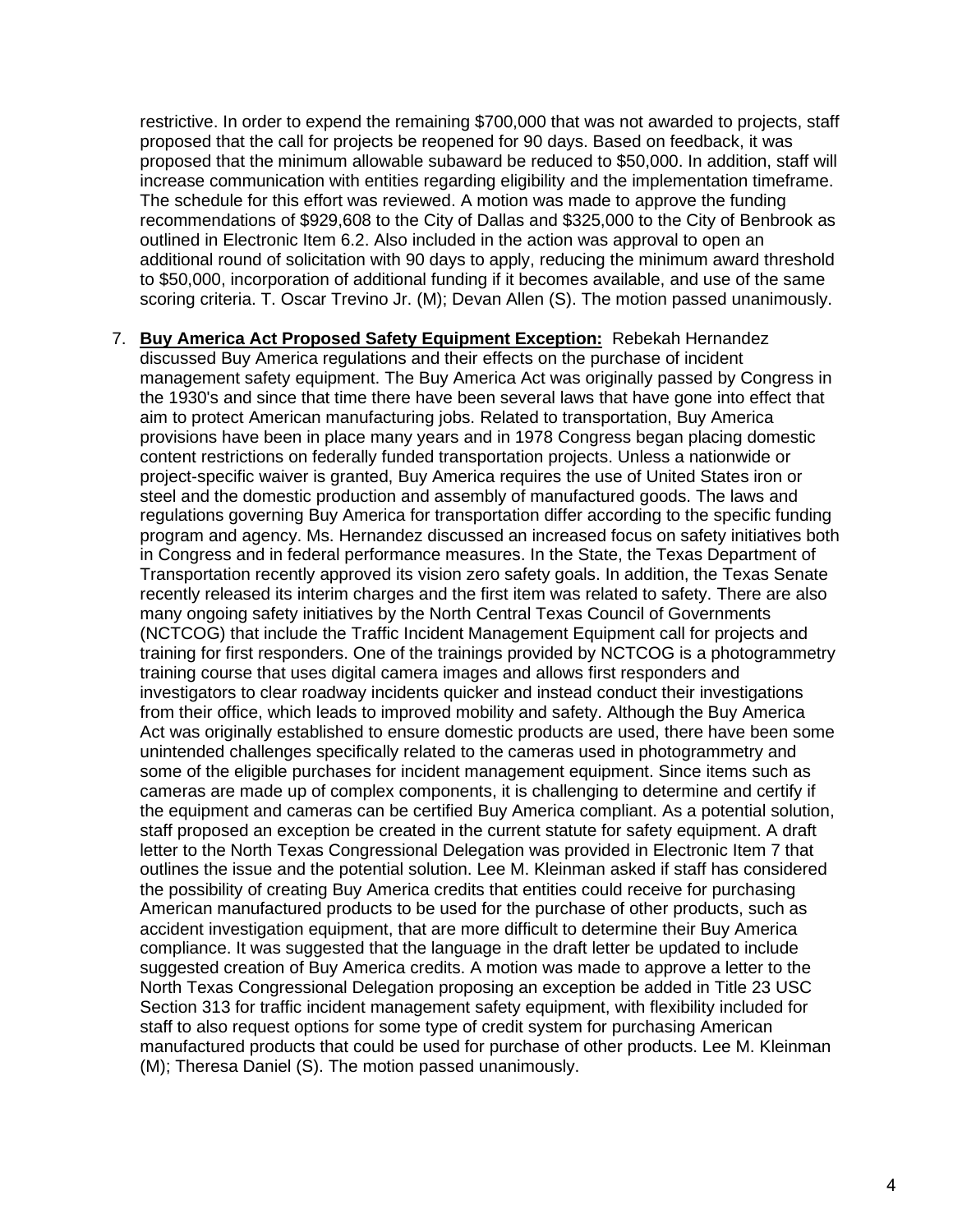restrictive. In order to expend the remaining $700,000 that was not awarded to projects, staff proposed that the call for projects be reopened for 90 days. Based on feedback, it was proposed that the minimum allowable subaward be reduced to $50,000. In addition, staff will increase communication with entities regarding eligibility and the implementation timeframe. The schedule for this effort was reviewed. A motion was made to approve the funding recommendations of $929,608 to the City of Dallas and $325,000 to the City of Benbrook as outlined in Electronic Item 6.2. Also included in the action was approval to open an additional round of solicitation with 90 days to apply, reducing the minimum award threshold to $50,000, incorporation of additional funding if it becomes available, and use of the same scoring criteria. T. Oscar Trevino Jr. (M); Devan Allen (S). The motion passed unanimously.

7. **Buy America Act Proposed Safety Equipment Exception:** Rebekah Hernandez discussed Buy America regulations and their effects on the purchase of incident management safety equipment. The Buy America Act was originally passed by Congress in the 1930's and since that time there have been several laws that have gone into effect that aim to protect American manufacturing jobs. Related to transportation, Buy America provisions have been in place many years and in 1978 Congress began placing domestic content restrictions on federally funded transportation projects. Unless a nationwide or project-specific waiver is granted, Buy America requires the use of United States iron or steel and the domestic production and assembly of manufactured goods. The laws and regulations governing Buy America for transportation differ according to the specific funding program and agency. Ms. Hernandez discussed an increased focus on safety initiatives both in Congress and in federal performance measures. In the State, the Texas Department of Transportation recently approved its vision zero safety goals. In addition, the Texas Senate recently released its interim charges and the first item was related to safety. There are also many ongoing safety initiatives by the North Central Texas Council of Governments (NCTCOG) that include the Traffic Incident Management Equipment call for projects and training for first responders. One of the trainings provided by NCTCOG is a photogrammetry training course that uses digital camera images and allows first responders and investigators to clear roadway incidents quicker and instead conduct their investigations from their office, which leads to improved mobility and safety. Although the Buy America Act was originally established to ensure domestic products are used, there have been some unintended challenges specifically related to the cameras used in photogrammetry and some of the eligible purchases for incident management equipment. Since items such as cameras are made up of complex components, it is challenging to determine and certify if the equipment and cameras can be certified Buy America compliant. As a potential solution, staff proposed an exception be created in the current statute for safety equipment. A draft letter to the North Texas Congressional Delegation was provided in Electronic Item 7 that outlines the issue and the potential solution. Lee M. Kleinman asked if staff has considered the possibility of creating Buy America credits that entities could receive for purchasing American manufactured products to be used for the purchase of other products, such as accident investigation equipment, that are more difficult to determine their Buy America compliance. It was suggested that the language in the draft letter be updated to include suggested creation of Buy America credits. A motion was made to approve a letter to the North Texas Congressional Delegation proposing an exception be added in Title 23 USC Section 313 for traffic incident management safety equipment, with flexibility included for staff to also request options for some type of credit system for purchasing American manufactured products that could be used for purchase of other products. Lee M. Kleinman (M); Theresa Daniel (S). The motion passed unanimously.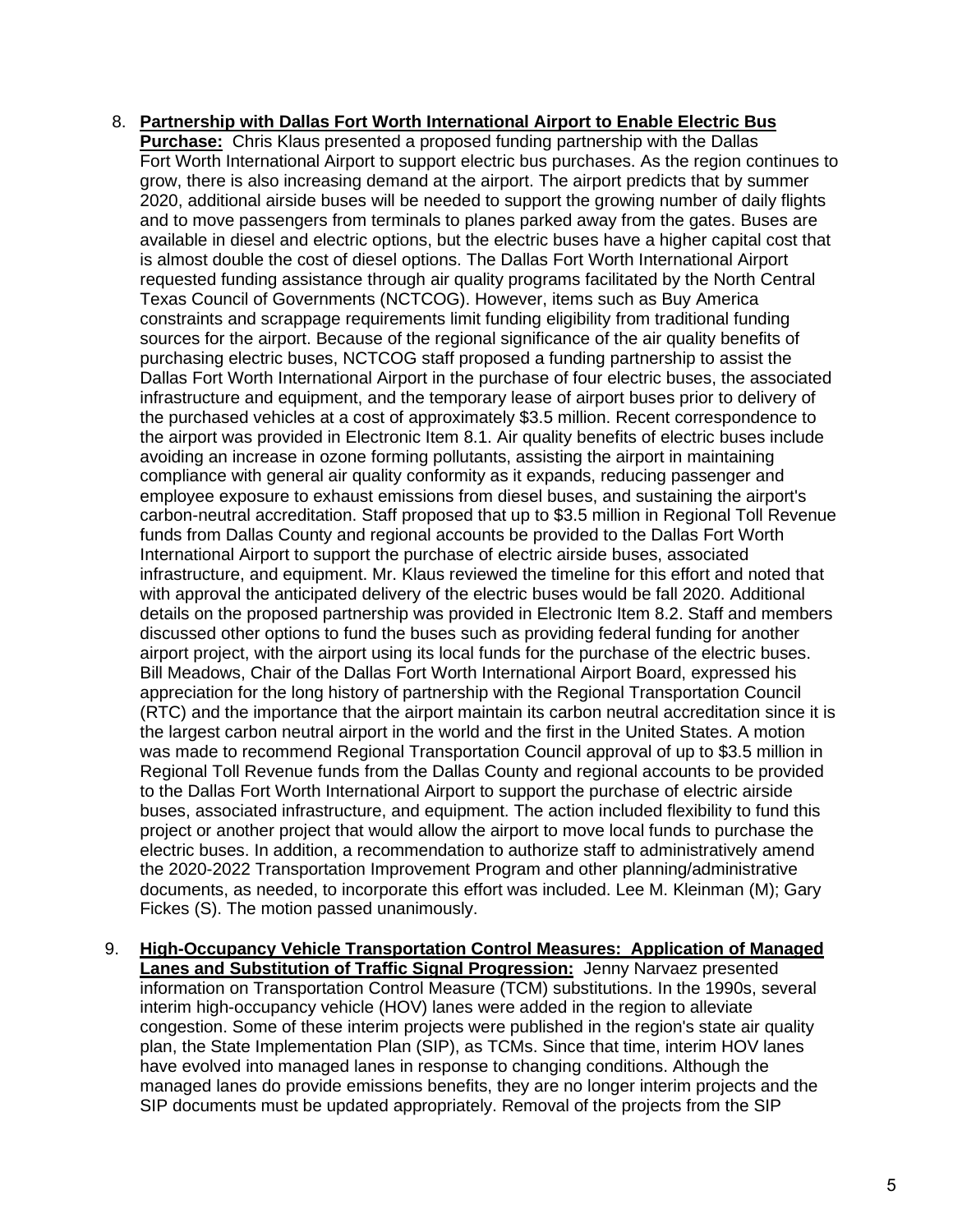8. **Partnership with Dallas Fort Worth International Airport to Enable Electric Bus Purchase:** Chris Klaus presented a proposed funding partnership with the Dallas Fort Worth International Airport to support electric bus purchases. As the region continues to grow, there is also increasing demand at the airport. The airport predicts that by summer 2020, additional airside buses will be needed to support the growing number of daily flights and to move passengers from terminals to planes parked away from the gates. Buses are available in diesel and electric options, but the electric buses have a higher capital cost that is almost double the cost of diesel options. The Dallas Fort Worth International Airport requested funding assistance through air quality programs facilitated by the North Central Texas Council of Governments (NCTCOG). However, items such as Buy America constraints and scrappage requirements limit funding eligibility from traditional funding sources for the airport. Because of the regional significance of the air quality benefits of purchasing electric buses, NCTCOG staff proposed a funding partnership to assist the Dallas Fort Worth International Airport in the purchase of four electric buses, the associated infrastructure and equipment, and the temporary lease of airport buses prior to delivery of the purchased vehicles at a cost of approximately $3.5 million. Recent correspondence to the airport was provided in Electronic Item 8.1. Air quality benefits of electric buses include avoiding an increase in ozone forming pollutants, assisting the airport in maintaining compliance with general air quality conformity as it expands, reducing passenger and employee exposure to exhaust emissions from diesel buses, and sustaining the airport's carbon-neutral accreditation. Staff proposed that up to $3.5 million in Regional Toll Revenue funds from Dallas County and regional accounts be provided to the Dallas Fort Worth International Airport to support the purchase of electric airside buses, associated infrastructure, and equipment. Mr. Klaus reviewed the timeline for this effort and noted that with approval the anticipated delivery of the electric buses would be fall 2020. Additional details on the proposed partnership was provided in Electronic Item 8.2. Staff and members discussed other options to fund the buses such as providing federal funding for another airport project, with the airport using its local funds for the purchase of the electric buses. Bill Meadows, Chair of the Dallas Fort Worth International Airport Board, expressed his appreciation for the long history of partnership with the Regional Transportation Council (RTC) and the importance that the airport maintain its carbon neutral accreditation since it is the largest carbon neutral airport in the world and the first in the United States. A motion was made to recommend Regional Transportation Council approval of up to $3.5 million in Regional Toll Revenue funds from the Dallas County and regional accounts to be provided to the Dallas Fort Worth International Airport to support the purchase of electric airside buses, associated infrastructure, and equipment. The action included flexibility to fund this project or another project that would allow the airport to move local funds to purchase the electric buses. In addition, a recommendation to authorize staff to administratively amend the 2020-2022 Transportation Improvement Program and other planning/administrative documents, as needed, to incorporate this effort was included. Lee M. Kleinman (M); Gary Fickes (S). The motion passed unanimously.

9. **High-Occupancy Vehicle Transportation Control Measures: Application of Managed Lanes and Substitution of Traffic Signal Progression:** Jenny Narvaez presented information on Transportation Control Measure (TCM) substitutions. In the 1990s, several interim high-occupancy vehicle (HOV) lanes were added in the region to alleviate congestion. Some of these interim projects were published in the region's state air quality plan, the State Implementation Plan (SIP), as TCMs. Since that time, interim HOV lanes have evolved into managed lanes in response to changing conditions. Although the managed lanes do provide emissions benefits, they are no longer interim projects and the SIP documents must be updated appropriately. Removal of the projects from the SIP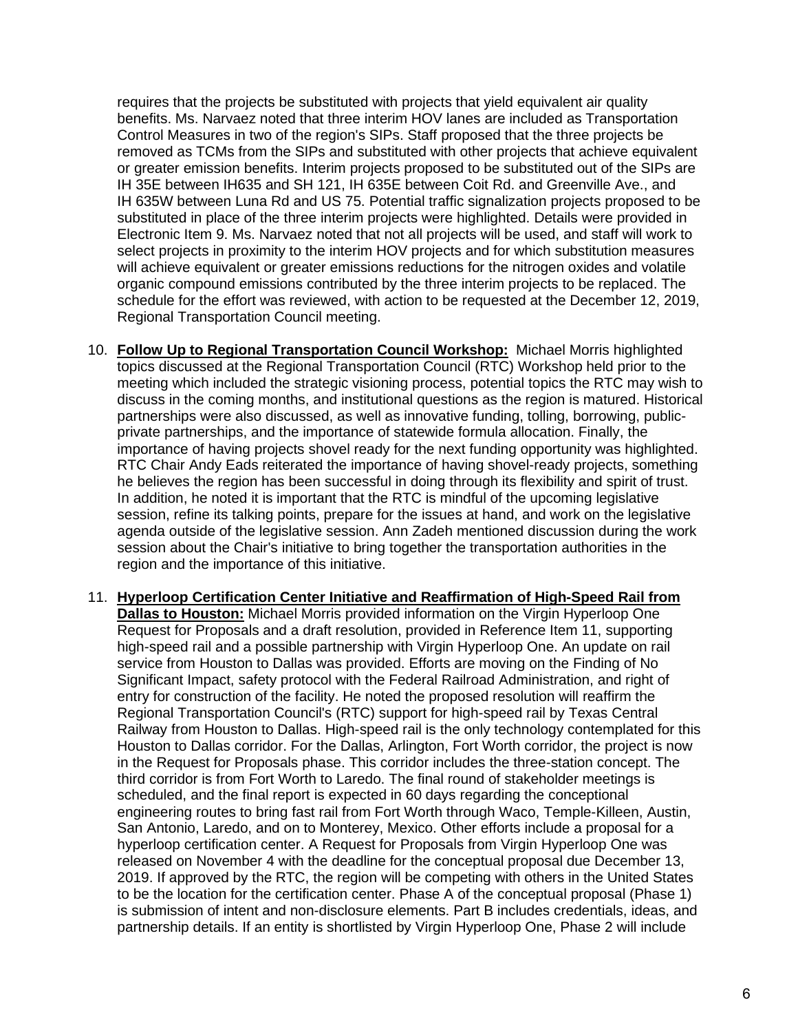requires that the projects be substituted with projects that yield equivalent air quality benefits. Ms. Narvaez noted that three interim HOV lanes are included as Transportation Control Measures in two of the region's SIPs. Staff proposed that the three projects be removed as TCMs from the SIPs and substituted with other projects that achieve equivalent or greater emission benefits. Interim projects proposed to be substituted out of the SIPs are IH 35E between IH635 and SH 121, IH 635E between Coit Rd. and Greenville Ave., and IH 635W between Luna Rd and US 75. Potential traffic signalization projects proposed to be substituted in place of the three interim projects were highlighted. Details were provided in Electronic Item 9. Ms. Narvaez noted that not all projects will be used, and staff will work to select projects in proximity to the interim HOV projects and for which substitution measures will achieve equivalent or greater emissions reductions for the nitrogen oxides and volatile organic compound emissions contributed by the three interim projects to be replaced. The schedule for the effort was reviewed, with action to be requested at the December 12, 2019, Regional Transportation Council meeting.

10. **Follow Up to Regional Transportation Council Workshop:** Michael Morris highlighted topics discussed at the Regional Transportation Council (RTC) Workshop held prior to the meeting which included the strategic visioning process, potential topics the RTC may wish to discuss in the coming months, and institutional questions as the region is matured. Historical partnerships were also discussed, as well as innovative funding, tolling, borrowing, public-private partnerships, and the importance of statewide formula allocation. Finally, the importance of having projects shovel ready for the next funding opportunity was highlighted. RTC Chair Andy Eads reiterated the importance of having shovel-ready projects, something he believes the region has been successful in doing through its flexibility and spirit of trust. In addition, he noted it is important that the RTC is mindful of the upcoming legislative session, refine its talking points, prepare for the issues at hand, and work on the legislative agenda outside of the legislative session. Ann Zadeh mentioned discussion during the work session about the Chair's initiative to bring together the transportation authorities in the region and the importance of this initiative.

11. **Hyperloop Certification Center Initiative and Reaffirmation of High-Speed Rail from Dallas to Houston:** Michael Morris provided information on the Virgin Hyperloop One Request for Proposals and a draft resolution, provided in Reference Item 11, supporting high-speed rail and a possible partnership with Virgin Hyperloop One. An update on rail service from Houston to Dallas was provided. Efforts are moving on the Finding of No Significant Impact, safety protocol with the Federal Railroad Administration, and right of entry for construction of the facility. He noted the proposed resolution will reaffirm the Regional Transportation Council's (RTC) support for high-speed rail by Texas Central Railway from Houston to Dallas. High-speed rail is the only technology contemplated for this Houston to Dallas corridor. For the Dallas, Arlington, Fort Worth corridor, the project is now in the Request for Proposals phase. This corridor includes the three-station concept. The third corridor is from Fort Worth to Laredo. The final round of stakeholder meetings is scheduled, and the final report is expected in 60 days regarding the conceptional engineering routes to bring fast rail from Fort Worth through Waco, Temple-Killeen, Austin, San Antonio, Laredo, and on to Monterey, Mexico. Other efforts include a proposal for a hyperloop certification center. A Request for Proposals from Virgin Hyperloop One was released on November 4 with the deadline for the conceptual proposal due December 13, 2019. If approved by the RTC, the region will be competing with others in the United States to be the location for the certification center. Phase A of the conceptual proposal (Phase 1) is submission of intent and non-disclosure elements. Part B includes credentials, ideas, and partnership details. If an entity is shortlisted by Virgin Hyperloop One, Phase 2 will include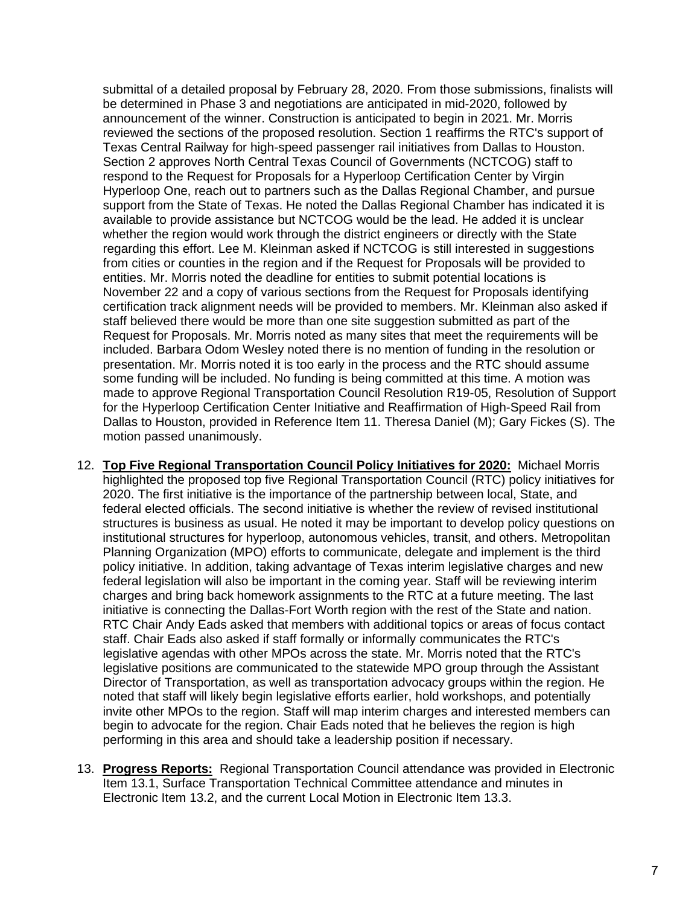submittal of a detailed proposal by February 28, 2020. From those submissions, finalists will be determined in Phase 3 and negotiations are anticipated in mid-2020, followed by announcement of the winner. Construction is anticipated to begin in 2021. Mr. Morris reviewed the sections of the proposed resolution. Section 1 reaffirms the RTC's support of Texas Central Railway for high-speed passenger rail initiatives from Dallas to Houston. Section 2 approves North Central Texas Council of Governments (NCTCOG) staff to respond to the Request for Proposals for a Hyperloop Certification Center by Virgin Hyperloop One, reach out to partners such as the Dallas Regional Chamber, and pursue support from the State of Texas. He noted the Dallas Regional Chamber has indicated it is available to provide assistance but NCTCOG would be the lead. He added it is unclear whether the region would work through the district engineers or directly with the State regarding this effort. Lee M. Kleinman asked if NCTCOG is still interested in suggestions from cities or counties in the region and if the Request for Proposals will be provided to entities. Mr. Morris noted the deadline for entities to submit potential locations is November 22 and a copy of various sections from the Request for Proposals identifying certification track alignment needs will be provided to members. Mr. Kleinman also asked if staff believed there would be more than one site suggestion submitted as part of the Request for Proposals. Mr. Morris noted as many sites that meet the requirements will be included. Barbara Odom Wesley noted there is no mention of funding in the resolution or presentation. Mr. Morris noted it is too early in the process and the RTC should assume some funding will be included. No funding is being committed at this time. A motion was made to approve Regional Transportation Council Resolution R19-05, Resolution of Support for the Hyperloop Certification Center Initiative and Reaffirmation of High-Speed Rail from Dallas to Houston, provided in Reference Item 11. Theresa Daniel (M); Gary Fickes (S). The motion passed unanimously.

12. **Top Five Regional Transportation Council Policy Initiatives for 2020:** Michael Morris highlighted the proposed top five Regional Transportation Council (RTC) policy initiatives for 2020. The first initiative is the importance of the partnership between local, State, and federal elected officials. The second initiative is whether the review of revised institutional structures is business as usual. He noted it may be important to develop policy questions on institutional structures for hyperloop, autonomous vehicles, transit, and others. Metropolitan Planning Organization (MPO) efforts to communicate, delegate and implement is the third policy initiative. In addition, taking advantage of Texas interim legislative charges and new federal legislation will also be important in the coming year. Staff will be reviewing interim charges and bring back homework assignments to the RTC at a future meeting. The last initiative is connecting the Dallas-Fort Worth region with the rest of the State and nation. RTC Chair Andy Eads asked that members with additional topics or areas of focus contact staff. Chair Eads also asked if staff formally or informally communicates the RTC's legislative agendas with other MPOs across the state. Mr. Morris noted that the RTC's legislative positions are communicated to the statewide MPO group through the Assistant Director of Transportation, as well as transportation advocacy groups within the region. He noted that staff will likely begin legislative efforts earlier, hold workshops, and potentially invite other MPOs to the region. Staff will map interim charges and interested members can begin to advocate for the region. Chair Eads noted that he believes the region is high performing in this area and should take a leadership position if necessary.

13. **Progress Reports:** Regional Transportation Council attendance was provided in Electronic Item 13.1, Surface Transportation Technical Committee attendance and minutes in Electronic Item 13.2, and the current Local Motion in Electronic Item 13.3.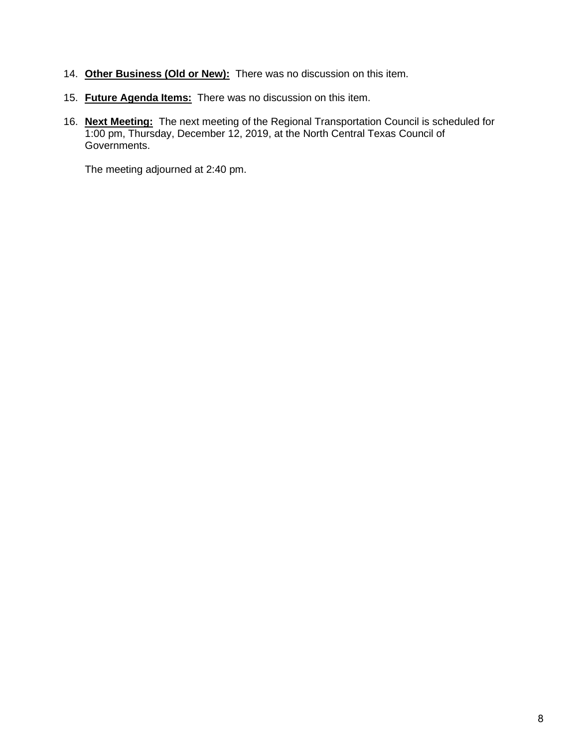14. **Other Business (Old or New):** There was no discussion on this item.

15. **Future Agenda Items:** There was no discussion on this item.

16. **Next Meeting:** The next meeting of the Regional Transportation Council is scheduled for 1:00 pm, Thursday, December 12, 2019, at the North Central Texas Council of Governments.

    The meeting adjourned at 2:40 pm.